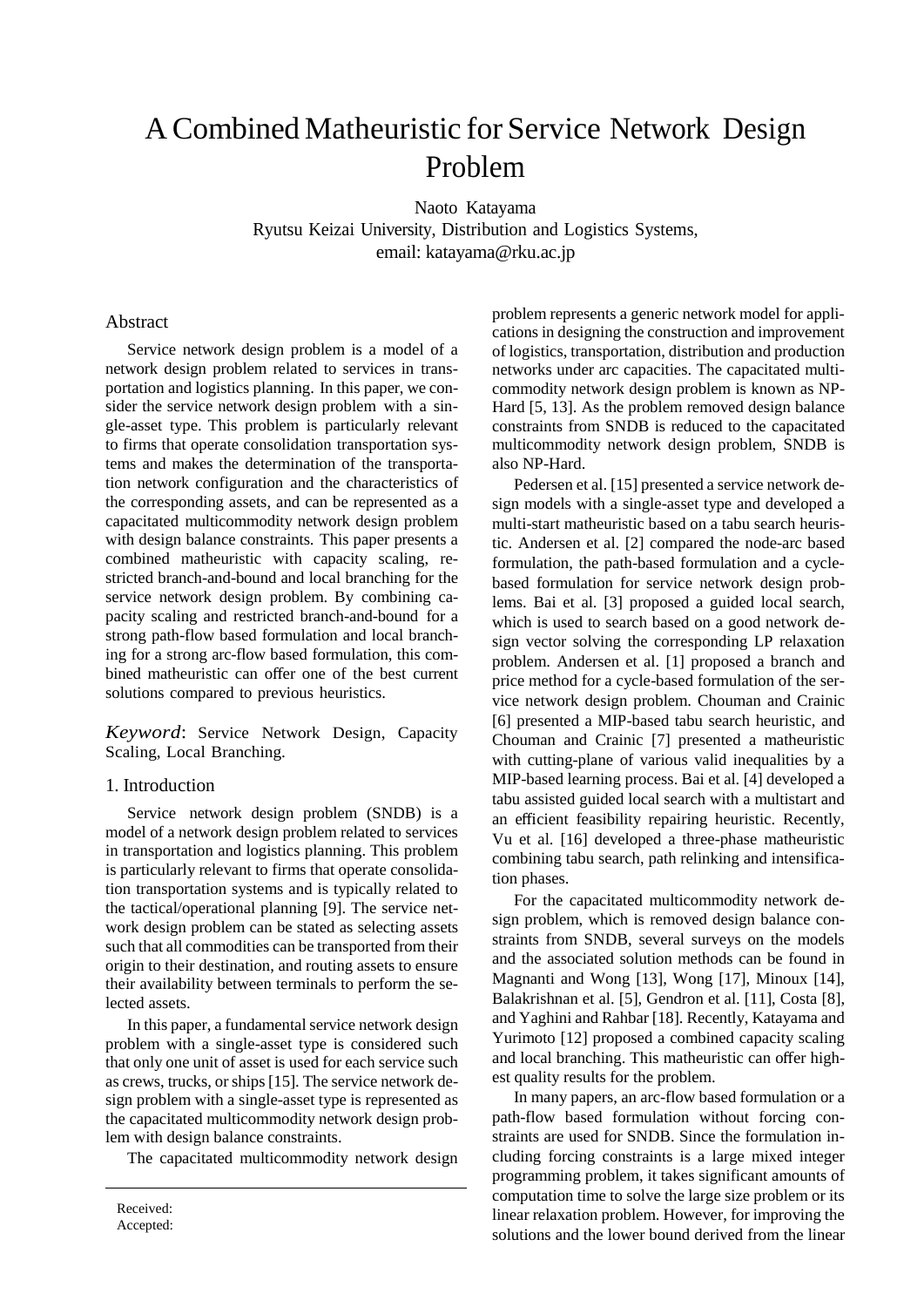# A Combined Matheuristic for Service Network Design Problem

Naoto Katayama
Ryutsu Keizai University, Distribution and Logistics Systems,
email: katayama@rku.ac.jp

## Abstract

Service network design problem is a model of a network design problem related to services in transportation and logistics planning. In this paper, we consider the service network design problem with a single-asset type. This problem is particularly relevant to firms that operate consolidation transportation systems and makes the determination of the transportation network configuration and the characteristics of the corresponding assets, and can be represented as a capacitated multicommodity network design problem with design balance constraints. This paper presents a combined matheuristic with capacity scaling, restricted branch-and-bound and local branching for the service network design problem. By combining capacity scaling and restricted branch-and-bound for a strong path-flow based formulation and local branching for a strong arc-flow based formulation, this combined matheuristic can offer one of the best current solutions compared to previous heuristics.

*Keyword*: Service Network Design, Capacity Scaling, Local Branching.

## 1. Introduction

Service network design problem (SNDB) is a model of a network design problem related to services in transportation and logistics planning. This problem is particularly relevant to firms that operate consolidation transportation systems and is typically related to the tactical/operational planning [9]. The service network design problem can be stated as selecting assets such that all commodities can be transported from their origin to their destination, and routing assets to ensure their availability between terminals to perform the selected assets.

In this paper, a fundamental service network design problem with a single-asset type is considered such that only one unit of asset is used for each service such as crews, trucks, or ships [15]. The service network design problem with a single-asset type is represented as the capacitated multicommodity network design problem with design balance constraints.

The capacitated multicommodity network design problem represents a generic network model for applications in designing the construction and improvement of logistics, transportation, distribution and production networks under arc capacities. The capacitated multicommodity network design problem is known as NP-Hard [5, 13]. As the problem removed design balance constraints from SNDB is reduced to the capacitated multicommodity network design problem, SNDB is also NP-Hard.

Pedersen et al. [15] presented a service network design models with a single-asset type and developed a multi-start matheuristic based on a tabu search heuristic. Andersen et al. [2] compared the node-arc based formulation, the path-based formulation and a cycle-based formulation for service network design problems. Bai et al. [3] proposed a guided local search, which is used to search based on a good network design vector solving the corresponding LP relaxation problem. Andersen et al. [1] proposed a branch and price method for a cycle-based formulation of the service network design problem. Chouman and Crainic [6] presented a MIP-based tabu search heuristic, and Chouman and Crainic [7] presented a matheuristic with cutting-plane of various valid inequalities by a MIP-based learning process. Bai et al. [4] developed a tabu assisted guided local search with a multistart and an efficient feasibility repairing heuristic. Recently, Vu et al. [16] developed a three-phase matheuristic combining tabu search, path relinking and intensification phases.

For the capacitated multicommodity network design problem, which is removed design balance constraints from SNDB, several surveys on the models and the associated solution methods can be found in Magnanti and Wong [13], Wong [17], Minoux [14], Balakrishnan et al. [5], Gendron et al. [11], Costa [8], and Yaghini and Rahbar [18]. Recently, Katayama and Yurimoto [12] proposed a combined capacity scaling and local branching. This matheuristic can offer highest quality results for the problem.

In many papers, an arc-flow based formulation or a path-flow based formulation without forcing constraints are used for SNDB. Since the formulation including forcing constraints is a large mixed integer programming problem, it takes significant amounts of computation time to solve the large size problem or its linear relaxation problem. However, for improving the solutions and the lower bound derived from the linear

Received:
Accepted: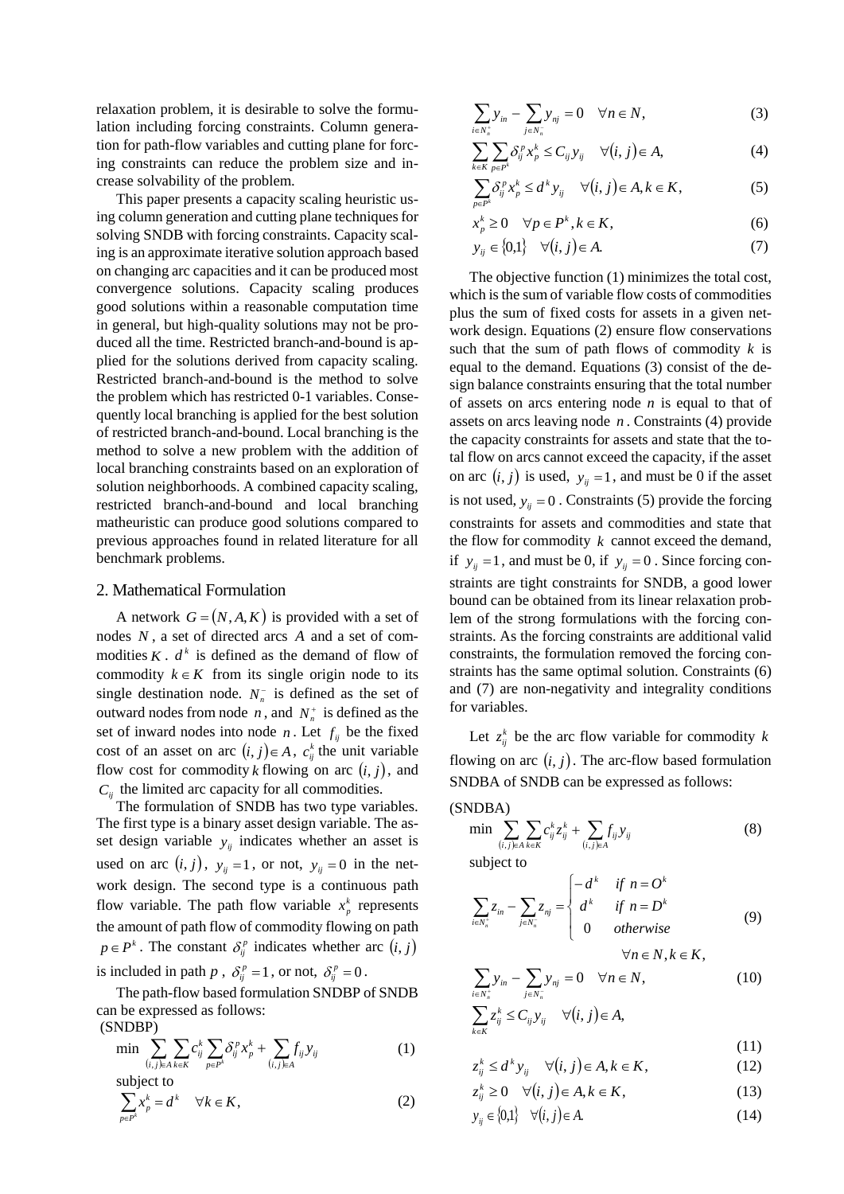relaxation problem, it is desirable to solve the formulation including forcing constraints. Column generation for path-flow variables and cutting plane for forcing constraints can reduce the problem size and increase solvability of the problem.

This paper presents a capacity scaling heuristic using column generation and cutting plane techniques for solving SNDB with forcing constraints. Capacity scaling is an approximate iterative solution approach based on changing arc capacities and it can be produced most convergence solutions. Capacity scaling produces good solutions within a reasonable computation time in general, but high-quality solutions may not be produced all the time. Restricted branch-and-bound is applied for the solutions derived from capacity scaling. Restricted branch-and-bound is the method to solve the problem which has restricted 0-1 variables. Consequently local branching is applied for the best solution of restricted branch-and-bound. Local branching is the method to solve a new problem with the addition of local branching constraints based on an exploration of solution neighborhoods. A combined capacity scaling, restricted branch-and-bound and local branching matheuristic can produce good solutions compared to previous approaches found in related literature for all benchmark problems.

## 2. Mathematical Formulation

A network $G = (N, A, K)$ is provided with a set of nodes $N$, a set of directed arcs $A$ and a set of commodities $K$. $d^k$ is defined as the demand of flow of commodity $k \in K$ from its single origin node to its single destination node. $N_n^-$ is defined as the set of outward nodes from node $n$, and $N_n^+$ is defined as the set of inward nodes into node $n$. Let $f_{ij}$ be the fixed cost of an asset on arc $(i, j) \in A$, $c_{ij}^k$ the unit variable flow cost for commodity $k$ flowing on arc $(i, j)$, and $C_{ij}$ the limited arc capacity for all commodities.

The formulation of SNDB has two type variables. The first type is a binary asset design variable. The asset design variable $y_{ij}$ indicates whether an asset is used on arc $(i, j)$, $y_{ij} = 1$, or not, $y_{ij} = 0$ in the network design. The second type is a continuous path flow variable. The path flow variable $x_p^k$ represents the amount of path flow of commodity flowing on path $p \in P^k$. The constant $\delta_{ij}^p$ indicates whether arc $(i, j)$ is included in path $p$, $\delta_{ij}^p = 1$, or not, $\delta_{ij}^p = 0$.

The path-flow based formulation SNDBP of SNDB can be expressed as follows:

(SNDBP)

$$\min \sum_{(i,j)\in A} \sum_{k\in K} c_{ij}^k \sum_{p\in P^k} \delta_{ij}^p x_p^k + \sum_{(i,j)\in A} f_{ij} y_{ij} \tag{1}$$

subject to

$$\sum_{p\in P^k} x_p^k = d^k \quad \forall k \in K, \tag{2}$$

$$\sum_{i\in N_n^+} y_{in} - \sum_{j\in N_n^-} y_{nj} = 0 \quad \forall n \in N, \tag{3}$$

$$\sum_{k\in K} \sum_{p\in P^k} \delta_{ij}^p x_p^k \le C_{ij} y_{ij} \quad \forall (i, j) \in A, \tag{4}$$

$$\sum_{p\in P^k} \delta_{ij}^p x_p^k \le d^k y_{ij} \quad \forall (i, j) \in A, k \in K, \tag{5}$$

$$x_p^k \ge 0 \quad \forall p \in P^k, k \in K, \tag{6}$$

$$y_{ij} \in \{0,1\} \quad \forall (i, j) \in A. \tag{7}$$

The objective function (1) minimizes the total cost, which is the sum of variable flow costs of commodities plus the sum of fixed costs for assets in a given network design. Equations (2) ensure flow conservations such that the sum of path flows of commodity $k$ is equal to the demand. Equations (3) consist of the design balance constraints ensuring that the total number of assets on arcs entering node $n$ is equal to that of assets on arcs leaving node $n$. Constraints (4) provide the capacity constraints for assets and state that the total flow on arcs cannot exceed the capacity, if the asset on arc $(i, j)$ is used, $y_{ij} = 1$, and must be 0 if the asset is not used, $y_{ij} = 0$. Constraints (5) provide the forcing constraints for assets and commodities and state that the flow for commodity $k$ cannot exceed the demand, if $y_{ij} = 1$, and must be 0, if $y_{ij} = 0$. Since forcing constraints are tight constraints for SNDB, a good lower bound can be obtained from its linear relaxation problem of the strong formulations with the forcing constraints. As the forcing constraints are additional valid constraints, the formulation removed the forcing constraints has the same optimal solution. Constraints (6) and (7) are non-negativity and integrality conditions for variables.

Let $z_{ij}^k$ be the arc flow variable for commodity $k$ flowing on arc $(i, j)$. The arc-flow based formulation SNDBA of SNDB can be expressed as follows:

(SNDBA)

$$\min \sum_{(i,j)\in A} \sum_{k\in K} c_{ij}^k z_{ij}^k + \sum_{(i,j)\in A} f_{ij} y_{ij} \tag{8}$$

subject to

$$\sum_{i\in N_n^+} z_{in} - \sum_{j\in N_n^-} z_{nj} = \begin{cases} -d^k & if\ n = O^k \\ d^k & if\ n = D^k \\ 0 & otherwise \end{cases} \quad \forall n \in N, k \in K, \tag{9}$$

$$\sum_{i\in N_n^+} y_{in} - \sum_{j\in N_n^-} y_{nj} = 0 \quad \forall n \in N, \tag{10}$$

$$\sum_{k\in K} z_{ij}^k \le C_{ij} y_{ij} \quad \forall (i, j) \in A, \tag{11}$$

$$z_{ij}^k \le d^k y_{ij} \quad \forall (i, j) \in A, k \in K, \tag{12}$$

$$z_{ij}^k \ge 0 \quad \forall (i, j) \in A, k \in K, \tag{13}$$

$$y_{ij} \in \{0,1\} \quad \forall (i, j) \in A. \tag{14}$$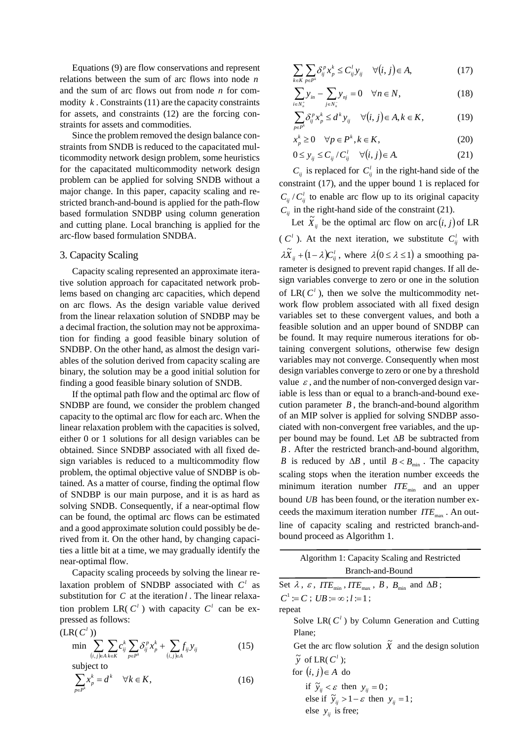Equations (9) are flow conservations and represent relations between the sum of arc flows into node $n$ and the sum of arc flows out from node $n$ for commodity $k$. Constraints (11) are the capacity constraints for assets, and constraints (12) are the forcing constraints for assets and commodities.

Since the problem removed the design balance constraints from SNDB is reduced to the capacitated multicommodity network design problem, some heuristics for the capacitated multicommodity network design problem can be applied for solving SNDB without a major change. In this paper, capacity scaling and restricted branch-and-bound is applied for the path-flow based formulation SNDBP using column generation and cutting plane. Local branching is applied for the arc-flow based formulation SNDBA.

## 3. Capacity Scaling

Capacity scaling represented an approximate iterative solution approach for capacitated network problems based on changing arc capacities, which depend on arc flows. As the design variable value derived from the linear relaxation solution of SNDBP may be a decimal fraction, the solution may not be approximation for finding a good feasible binary solution of SNDBP. On the other hand, as almost the design variables of the solution derived from capacity scaling are binary, the solution may be a good initial solution for finding a good feasible binary solution of SNDB.

If the optimal path flow and the optimal arc flow of SNDBP are found, we consider the problem changed capacity to the optimal arc flow for each arc. When the linear relaxation problem with the capacities is solved, either 0 or 1 solutions for all design variables can be obtained. Since SNDBP associated with all fixed design variables is reduced to a multicommodity flow problem, the optimal objective value of SNDBP is obtained. As a matter of course, finding the optimal flow of SNDBP is our main purpose, and it is as hard as solving SNDB. Consequently, if a near-optimal flow can be found, the optimal arc flows can be estimated and a good approximate solution could possibly be derived from it. On the other hand, by changing capacities a little bit at a time, we may gradually identify the near-optimal flow.

Capacity scaling proceeds by solving the linear relaxation problem of SNDBP associated with $C^l$ as substitution for $C$ at the iteration $l$. The linear relaxation problem LR($C^l$) with capacity $C^l$ can be expressed as follows:

(LR($C^l$))

$$\min \sum_{(i,j)\in A}\sum_{k\in K} c_{ij}^k \sum_{p\in P^k} \delta_{ij}^p x_p^k + \sum_{(i,j)\in A} f_{ij} y_{ij} \tag{15}$$

subject to

$$\sum_{p\in P^k} x_p^k = d^k \quad \forall k \in K, \tag{16}$$

$$\sum_{k\in K}\sum_{p\in P^k} \delta_{ij}^p x_p^k \le C_{ij}^l y_{ij} \quad \forall (i,j)\in A, \tag{17}$$

$$\sum_{i\in N_n^+} y_{in} - \sum_{j\in N_n^-} y_{nj} = 0 \quad \forall n \in N, \tag{18}$$

$$\sum_{p\in P^k} \delta_{ij}^p x_p^k \le d^k y_{ij} \quad \forall (i,j)\in A, k\in K, \tag{19}$$

$$x_p^k \ge 0 \quad \forall p \in P^k, k \in K, \tag{20}$$

$$0 \le y_{ij} \le C_{ij} / C_{ij}^l \quad \forall (i,j) \in A. \tag{21}$$

$C_{ij}$ is replaced for $C_{ij}^l$ in the right-hand side of the constraint (17), and the upper bound 1 is replaced for $C_{ij}/C_{ij}^l$ to enable arc flow up to its original capacity $C_{ij}$ in the right-hand side of the constraint (21).

Let $\tilde{X}_{ij}$ be the optimal arc flow on arc $(i,j)$ of LR ($C^l$). At the next iteration, we substitute $C_{ij}^l$ with $\lambda \tilde{X}_{ij} + (1-\lambda) C_{ij}^l$, where $\lambda (0 \le \lambda \le 1)$ a smoothing parameter is designed to prevent rapid changes. If all design variables converge to zero or one in the solution of LR($C^l$), then we solve the multicommodity network flow problem associated with all fixed design variables set to these convergent values, and both a feasible solution and an upper bound of SNDBP can be found. It may require numerous iterations for obtaining convergent solutions, otherwise few design variables may not converge. Consequently when most design variables converge to zero or one by a threshold value $\varepsilon$, and the number of non-converged design variable is less than or equal to a branch-and-bound execution parameter $B$, the branch-and-bound algorithm of an MIP solver is applied for solving SNDBP associated with non-convergent free variables, and the upper bound may be found. Let $\Delta B$ be subtracted from $B$. After the restricted branch-and-bound algorithm, $B$ is reduced by $\Delta B$, until $B < B_{\min}$. The capacity scaling stops when the iteration number exceeds the minimum iteration number $ITE_{\min}$ and an upper bound $UB$ has been found, or the iteration number exceeds the maximum iteration number $ITE_{\max}$. An outline of capacity scaling and restricted branch-and-bound proceed as Algorithm 1.

**Algorithm 1: Capacity Scaling and Restricted Branch-and-Bound**

Set $\lambda$, $\varepsilon$, $ITE_{\min}$, $ITE_{\max}$, $B$, $B_{\min}$ and $\Delta B$;
$C^1 := C$; $UB := \infty$; $l := 1$;
repeat
  Solve LR($C^l$) by Column Generation and Cutting Plane;
  Get the arc flow solution $\tilde{X}$ and the design solution $\tilde{y}$ of LR($C^l$);
  for $(i,j) \in A$ do
    if $\tilde{y}_{ij} < \varepsilon$ then $y_{ij} = 0$;
    else if $\tilde{y}_{ij} > 1 - \varepsilon$ then $y_{ij} = 1$;
    else $y_{ij}$ is free;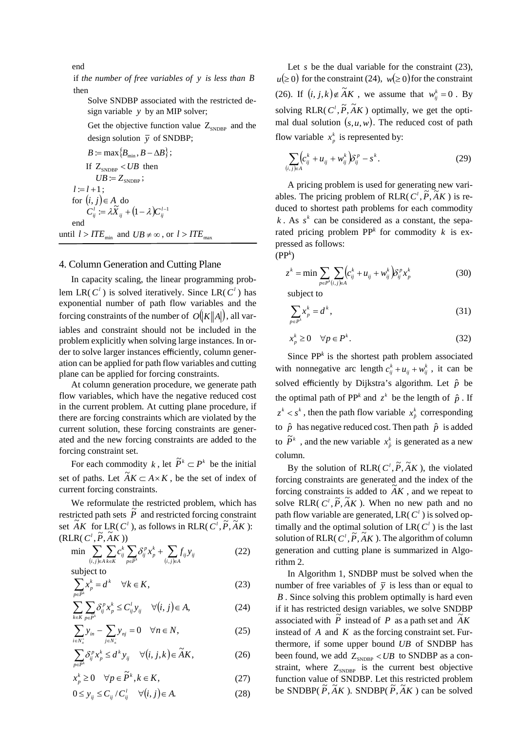end

if *the number of free variables of* $y$ *is less than* $B$ then

Solve SNDBP associated with the restricted design variable $y$ by an MIP solver;

Get the objective function value $Z_{\text{SNDBP}}$ and the design solution $\bar{y}$ of SNDBP;

$B := \max\{B_{\min}, B - \Delta B\}$;

If $Z_{\text{SNDBP}} < UB$ then

$UB := Z_{\text{SNDBP}}$;

$l := l + 1$;

for $(i, j) \in A$ do

$C_{ij}^{l} := \lambda \tilde{X}_{ij} + (1 - \lambda) C_{ij}^{l-1}$

end

until $l > ITE_{\min}$ and $UB \neq \infty$, or $l > ITE_{\max}$

## 4. Column Generation and Cutting Plane

In capacity scaling, the linear programming problem LR($C^l$) is solved iteratively. Since LR($C^l$) has exponential number of path flow variables and the forcing constraints of the number of $O(|K||A|)$, all variables and constraint should not be included in the problem explicitly when solving large instances. In order to solve larger instances efficiently, column generation can be applied for path flow variables and cutting plane can be applied for forcing constraints.

At column generation procedure, we generate path flow variables, which have the negative reduced cost in the current problem. At cutting plane procedure, if there are forcing constraints which are violated by the current solution, these forcing constraints are generated and the new forcing constraints are added to the forcing constraint set.

For each commodity $k$, let $\tilde{P}^k \subset P^k$ be the initial set of paths. Let $\tilde{A}K \subset A \times K$, be the set of index of current forcing constraints.

We reformulate the restricted problem, which has restricted path sets $\tilde{P}$ and restricted forcing constraint set $\tilde{A}K$ for LR($C^l$), as follows in RLR($C^l, \tilde{P}, \tilde{A}K$):

(RLR($C^l, \tilde{P}, \tilde{A}K$))

$$\min \sum_{(i,j)\in A} \sum_{k\in K} c_{ij}^k \sum_{p\in \tilde{P}^k} \delta_{ij}^p x_p^k + \sum_{(i,j)\in A} f_{ij} y_{ij} \tag{22}$$

subject to

$$\sum_{p\in \tilde{P}^k} x_p^k = d^k \quad \forall k \in K, \tag{23}$$

$$\sum_{k\in K} \sum_{p\in \tilde{P}^k} \delta_{ij}^p x_p^k \le C_{ij}^l y_{ij} \quad \forall (i, j) \in A, \tag{24}$$

$$\sum_{i\in N_n^+} y_{in} - \sum_{j\in N_n^-} y_{nj} = 0 \quad \forall n \in N, \tag{25}$$

$$\sum_{p\in \tilde{P}^k} \delta_{ij}^p x_p^k \le d^k y_{ij} \quad \forall (i, j, k) \in \tilde{A}K, \tag{26}$$

$$x_p^k \ge 0 \quad \forall p \in \tilde{P}^k, k \in K, \tag{27}$$

$$0 \le y_{ij} \le C_{ij} / C_{ij}^l \quad \forall (i, j) \in A. \tag{28}$$

Let $s$ be the dual variable for the constraint (23), $u(\ge 0)$ for the constraint (24), $w(\ge 0)$ for the constraint (26). If $(i, j, k) \notin \tilde{A}K$, we assume that $w_{ij}^k = 0$. By solving RLR($C^l, \tilde{P}, \tilde{A}K$) optimally, we get the optimal dual solution $(s, u, w)$. The reduced cost of path flow variable $x_p^k$ is represented by:

$$\sum_{(i,j)\in A} \left(c_{ij}^k + u_{ij} + w_{ij}^k\right) \delta_{ij}^p - s^k. \tag{29}$$

A pricing problem is used for generating new variables. The pricing problem of RLR($C^l, \tilde{P}, \tilde{A}K$) is reduced to shortest path problems for each commodity $k$. As $s^k$ can be considered as a constant, the separated pricing problem PP$^k$ for commodity $k$ is expressed as follows:

(PP$^k$)

$$z^k = \min \sum_{p\in P^k} \sum_{(i,j)\in A} \left(c_{ij}^k + u_{ij} + w_{ij}^k\right) \delta_{ij}^p x_p^k \tag{30}$$

subject to

$$\sum_{p\in P^k} x_p^k = d^k, \tag{31}$$

$$x_p^k \ge 0 \quad \forall p \in P^k. \tag{32}$$

Since PP$^k$ is the shortest path problem associated with nonnegative arc length $c_{ij}^k + u_{ij} + w_{ij}^k$, it can be solved efficiently by Dijkstra's algorithm. Let $\hat{p}$ be the optimal path of PP$^k$ and $z^k$ be the length of $\hat{p}$. If $z^k < s^k$, then the path flow variable $x_{\hat{p}}^k$ corresponding to $\hat{p}$ has negative reduced cost. Then path $\hat{p}$ is added to $\tilde{P}^k$, and the new variable $x_{\hat{p}}^k$ is generated as a new column.

By the solution of RLR($C^l, \tilde{P}, \tilde{A}K$), the violated forcing constraints are generated and the index of the forcing constraints is added to $\tilde{A}K$, and we repeat to solve RLR($C^l, \tilde{P}, \tilde{A}K$). When no new path and no path flow variable are generated, LR($C^l$) is solved optimally and the optimal solution of LR($C^l$) is the last solution of RLR($C^l, \tilde{P}, \tilde{A}K$). The algorithm of column generation and cutting plane is summarized in Algorithm 2.

In Algorithm 1, SNDBP must be solved when the number of free variables of $\bar{y}$ is less than or equal to $B$. Since solving this problem optimally is hard even if it has restricted design variables, we solve SNDBP associated with $\tilde{P}$ instead of $P$ as a path set and $\tilde{A}K$ instead of $A$ and $K$ as the forcing constraint set. Furthermore, if some upper bound *UB* of SNDBP has been found, we add $Z_{\text{SNDBP}} < UB$ to SNDBP as a constraint, where $Z_{\text{SNDBP}}$ is the current best objective function value of SNDBP. Let this restricted problem be SNDBP($\tilde{P}, \tilde{A}K$). SNDBP($\tilde{P}, \tilde{A}K$) can be solved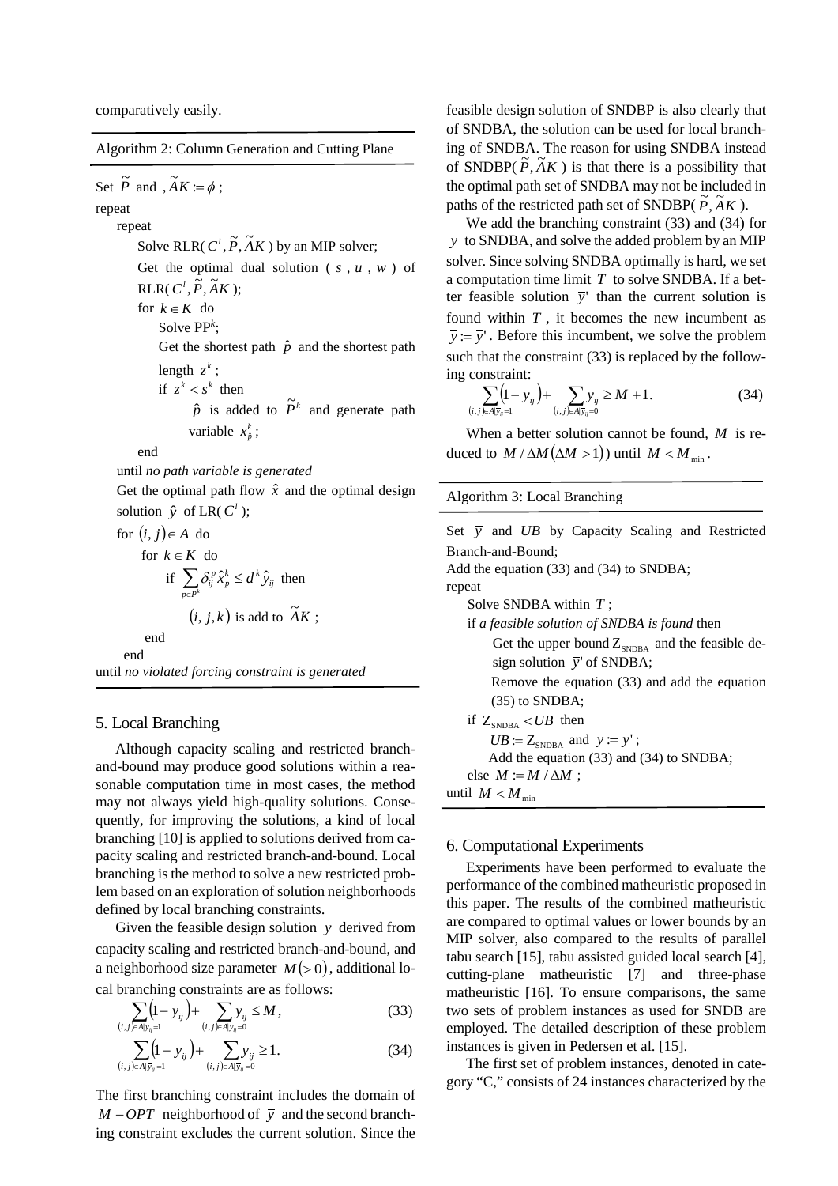comparatively easily.

---

Algorithm 2: Column Generation and Cutting Plane

---

Set $\widetilde{P}$ and $,\widetilde{AK} := \phi$ ;
repeat
  repeat
    Solve RLR( $C^l, \widetilde{P}, \widetilde{AK}$ ) by an MIP solver;
    Get the optimal dual solution ( $s$ , $u$ , $w$ ) of RLR( $C^l, \widetilde{P}, \widetilde{AK}$ );
    for $k \in K$ do
      Solve PP$^k$;
      Get the shortest path $\hat{p}$ and the shortest path length $z^k$ ;
      if $z^k < s^k$ then
        $\hat{p}$ is added to $\widetilde{P}^k$ and generate path variable $x^k_{\hat{p}}$ ;
    end
  until *no path variable is generated*
  Get the optimal path flow $\hat{x}$ and the optimal design solution $\hat{y}$ of LR( $C^l$ );
  for $(i,j) \in A$ do
    for $k \in K$ do
      if $\sum_{p \in P^k} \delta^p_{ij} \hat{x}^k_p \le d^k \hat{y}_{ij}$ then
        $(i,j,k)$ is add to $\widetilde{AK}$ ;
    end
  end
until *no violated forcing constraint is generated*

---

## 5. Local Branching

Although capacity scaling and restricted branch-and-bound may produce good solutions within a reasonable computation time in most cases, the method may not always yield high-quality solutions. Consequently, for improving the solutions, a kind of local branching [10] is applied to solutions derived from capacity scaling and restricted branch-and-bound. Local branching is the method to solve a new restricted problem based on an exploration of solution neighborhoods defined by local branching constraints.

Given the feasible design solution $\bar{y}$ derived from capacity scaling and restricted branch-and-bound, and a neighborhood size parameter $M(>0)$, additional local branching constraints are as follows:

$$\sum_{(i,j)\in A|\bar{y}_{ij}=1}(1-y_{ij}) + \sum_{(i,j)\in A|\bar{y}_{ij}=0} y_{ij} \le M, \tag{33}$$

$$\sum_{(i,j)\in A|\bar{y}_{ij}=1}(1-y_{ij}) + \sum_{(i,j)\in A|\bar{y}_{ij}=0} y_{ij} \ge 1. \tag{34}$$

The first branching constraint includes the domain of $M-OPT$ neighborhood of $\bar{y}$ and the second branching constraint excludes the current solution. Since the feasible design solution of SNDBP is also clearly that of SNDBA, the solution can be used for local branching of SNDBA. The reason for using SNDBA instead of SNDBP( $\widetilde{P}, \widetilde{AK}$ ) is that there is a possibility that the optimal path set of SNDBA may not be included in paths of the restricted path set of SNDBP( $\widetilde{P}, \widetilde{AK}$ ).

We add the branching constraint (33) and (34) for $\bar{y}$ to SNDBA, and solve the added problem by an MIP solver. Since solving SNDBA optimally is hard, we set a computation time limit $T$ to solve SNDBA. If a better feasible solution $\bar{y}'$ than the current solution is found within $T$, it becomes the new incumbent as $\bar{y} := \bar{y}'$. Before this incumbent, we solve the problem such that the constraint (33) is replaced by the following constraint:

$$\sum_{(i,j)\in A|\bar{y}_{ij}=1}(1-y_{ij}) + \sum_{(i,j)\in A|\bar{y}_{ij}=0} y_{ij} \ge M+1. \tag{34}$$

When a better solution cannot be found, $M$ is reduced to $M/\Delta M(\Delta M > 1)$ until $M < M_{\min}$.

---

Algorithm 3: Local Branching

---

Set $\bar{y}$ and $UB$ by Capacity Scaling and Restricted Branch-and-Bound;
Add the equation (33) and (34) to SNDBA;
repeat
  Solve SNDBA within $T$ ;
  if *a feasible solution of SNDBA is found* then
    Get the upper bound $Z_{\text{SNDBA}}$ and the feasible design solution $\bar{y}'$ of SNDBA;
    Remove the equation (33) and add the equation (35) to SNDBA;
  if $Z_{\text{SNDBA}} < UB$ then
    $UB := Z_{\text{SNDBA}}$ and $\bar{y} := \bar{y}'$ ;
    Add the equation (33) and (34) to SNDBA;
  else $M := M/\Delta M$ ;
until $M < M_{\min}$

---

## 6. Computational Experiments

Experiments have been performed to evaluate the performance of the combined matheuristic proposed in this paper. The results of the combined matheuristic are compared to optimal values or lower bounds by an MIP solver, also compared to the results of parallel tabu search [15], tabu assisted guided local search [4], cutting-plane matheuristic [7] and three-phase matheuristic [16]. To ensure comparisons, the same two sets of problem instances as used for SNDB are employed. The detailed description of these problem instances is given in Pedersen et al. [15].

The first set of problem instances, denoted in category "C," consists of 24 instances characterized by the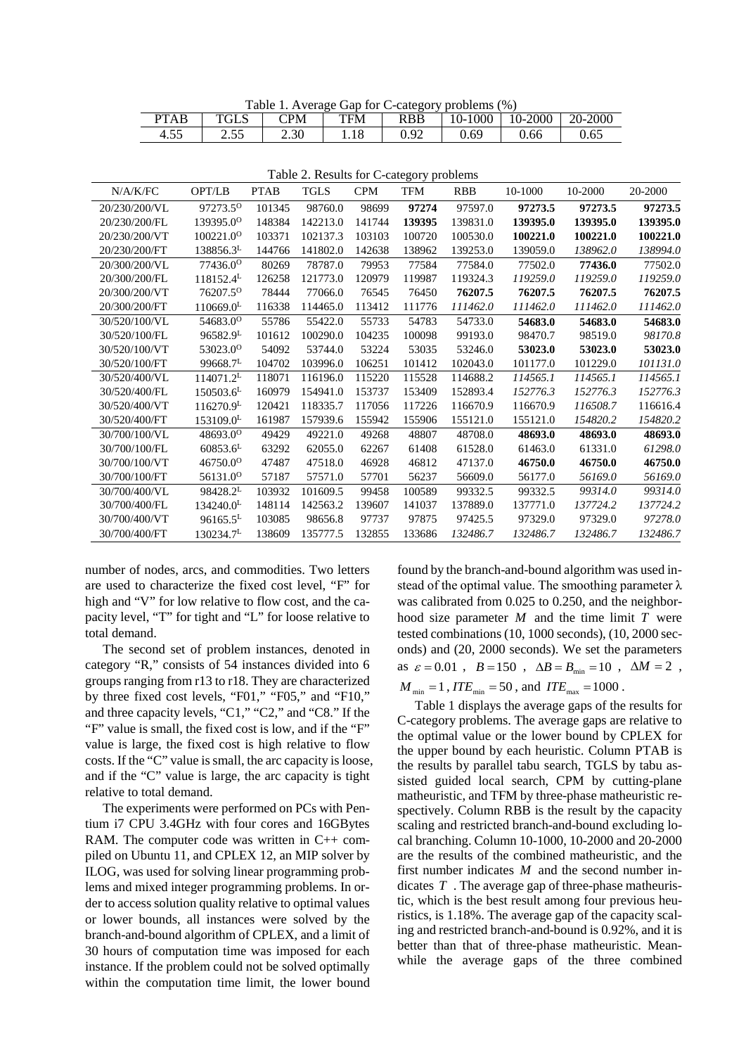Table 1. Average Gap for C-category problems (%)

| PTAB | TGLS | CPM | TFM | RBB | 10-1000 | 10-2000 | 20-2000 |
|---|---|---|---|---|---|---|---|
| 4.55 | 2.55 | 2.30 | 1.18 | 0.92 | 0.69 | 0.66 | 0.65 |

Table 2. Results for C-category problems

| N/A/K/FC | OPT/LB | PTAB | TGLS | CPM | TFM | RBB | 10-1000 | 10-2000 | 20-2000 |
|---|---|---|---|---|---|---|---|---|---|
| 20/230/200/VL | $97273.5^{O}$ | 101345 | 98760.0 | 98699 | **97274** | 97597.0 | **97273.5** | **97273.5** | **97273.5** |
| 20/230/200/FL | $139395.0^{O}$ | 148384 | 142213.0 | 141744 | **139395** | 139831.0 | **139395.0** | **139395.0** | **139395.0** |
| 20/230/200/VT | $100221.0^{O}$ | 103371 | 102137.3 | 103103 | 100720 | 100530.0 | **100221.0** | **100221.0** | **100221.0** |
| 20/230/200/FT | $138856.3^{L}$ | 144766 | 141802.0 | 142638 | 138962 | 139253.0 | 139059.0 | *138962.0* | *138994.0* |
| 20/300/200/VL | $77436.0^{O}$ | 80269 | 78787.0 | 79953 | 77584 | 77584.0 | 77502.0 | **77436.0** | 77502.0 |
| 20/300/200/FL | $118152.4^{L}$ | 126258 | 121773.0 | 120979 | 119987 | 119324.3 | *119259.0* | *119259.0* | *119259.0* |
| 20/300/200/VT | $76207.5^{O}$ | 78444 | 77066.0 | 76545 | 76450 | **76207.5** | **76207.5** | **76207.5** | **76207.5** |
| 20/300/200/FT | $110669.0^{L}$ | 116338 | 114465.0 | 113412 | 111776 | *111462.0* | *111462.0* | *111462.0* | *111462.0* |
| 30/520/100/VL | $54683.0^{O}$ | 55786 | 55422.0 | 55733 | 54783 | 54733.0 | **54683.0** | **54683.0** | **54683.0** |
| 30/520/100/FL | $96582.9^{L}$ | 101612 | 100290.0 | 104235 | 100098 | 99193.0 | 98470.7 | 98519.0 | *98170.8* |
| 30/520/100/VT | $53023.0^{O}$ | 54092 | 53744.0 | 53224 | 53035 | 53246.0 | **53023.0** | **53023.0** | **53023.0** |
| 30/520/100/FT | $99668.7^{L}$ | 104702 | 103996.0 | 106251 | 101412 | 102043.0 | 101177.0 | 101229.0 | *101131.0* |
| 30/520/400/VL | $114071.2^{L}$ | 118071 | 116196.0 | 115220 | 115528 | 114688.2 | *114565.1* | *114565.1* | *114565.1* |
| 30/520/400/FL | $150503.6^{L}$ | 160979 | 154941.0 | 153737 | 153409 | 152893.4 | *152776.3* | *152776.3* | *152776.3* |
| 30/520/400/VT | $116270.9^{L}$ | 120421 | 118335.7 | 117056 | 117226 | 116670.9 | 116670.9 | *116508.7* | 116616.4 |
| 30/520/400/FT | $153109.0^{L}$ | 161987 | 157939.6 | 155942 | 155906 | 155121.0 | 155121.0 | *154820.2* | *154820.2* |
| 30/700/100/VL | $48693.0^{O}$ | 49429 | 49221.0 | 49268 | 48807 | 48708.0 | **48693.0** | **48693.0** | **48693.0** |
| 30/700/100/FL | $60853.6^{L}$ | 63292 | 62055.0 | 62267 | 61408 | 61528.0 | 61463.0 | 61331.0 | *61298.0* |
| 30/700/100/VT | $46750.0^{O}$ | 47487 | 47518.0 | 46928 | 46812 | 47137.0 | **46750.0** | **46750.0** | **46750.0** |
| 30/700/100/FT | $56131.0^{O}$ | 57187 | 57571.0 | 57701 | 56237 | 56609.0 | 56177.0 | *56169.0* | *56169.0* |
| 30/700/400/VL | $98428.2^{L}$ | 103932 | 101609.5 | 99458 | 100589 | 99332.5 | 99332.5 | *99314.0* | *99314.0* |
| 30/700/400/FL | $134240.0^{L}$ | 148114 | 142563.2 | 139607 | 141037 | 137889.0 | 137771.0 | *137724.2* | *137724.2* |
| 30/700/400/VT | $96165.5^{L}$ | 103085 | 98656.8 | 97737 | 97875 | 97425.5 | 97329.0 | 97329.0 | *97278.0* |
| 30/700/400/FT | $130234.7^{L}$ | 138609 | 135777.5 | 132855 | 133686 | *132486.7* | *132486.7* | *132486.7* | *132486.7* |

number of nodes, arcs, and commodities. Two letters are used to characterize the fixed cost level, "F" for high and "V" for low relative to flow cost, and the capacity level, "T" for tight and "L" for loose relative to total demand.

The second set of problem instances, denoted in category "R," consists of 54 instances divided into 6 groups ranging from r13 to r18. They are characterized by three fixed cost levels, "F01," "F05," and "F10," and three capacity levels, "C1," "C2," and "C8." If the "F" value is small, the fixed cost is low, and if the "F" value is large, the fixed cost is high relative to flow costs. If the "C" value is small, the arc capacity is loose, and if the "C" value is large, the arc capacity is tight relative to total demand.

The experiments were performed on PCs with Pentium i7 CPU 3.4GHz with four cores and 16GBytes RAM. The computer code was written in C++ compiled on Ubuntu 11, and CPLEX 12, an MIP solver by ILOG, was used for solving linear programming problems and mixed integer programming problems. In order to access solution quality relative to optimal values or lower bounds, all instances were solved by the branch-and-bound algorithm of CPLEX, and a limit of 30 hours of computation time was imposed for each instance. If the problem could not be solved optimally within the computation time limit, the lower bound found by the branch-and-bound algorithm was used instead of the optimal value. The smoothing parameter $\lambda$ was calibrated from 0.025 to 0.250, and the neighborhood size parameter $M$ and the time limit $T$ were tested combinations (10, 1000 seconds), (10, 2000 seconds) and (20, 2000 seconds). We set the parameters as $\varepsilon = 0.01$ , $B = 150$ , $\Delta B = B_{\min} = 10$ , $\Delta M = 2$ , $M_{\min} = 1$ , $ITE_{\min} = 50$ , and $ITE_{\max} = 1000$ .

Table 1 displays the average gaps of the results for C-category problems. The average gaps are relative to the optimal value or the lower bound by CPLEX for the upper bound by each heuristic. Column PTAB is the results by parallel tabu search, TGLS by tabu assisted guided local search, CPM by cutting-plane matheuristic, and TFM by three-phase matheuristic respectively. Column RBB is the result by the capacity scaling and restricted branch-and-bound excluding local branching. Column 10-1000, 10-2000 and 20-2000 are the results of the combined matheuristic, and the first number indicates $M$ and the second number indicates $T$ . The average gap of three-phase matheuristic, which is the best result among four previous heuristics, is 1.18%. The average gap of the capacity scaling and restricted branch-and-bound is 0.92%, and it is better than that of three-phase matheuristic. Meanwhile the average gaps of the three combined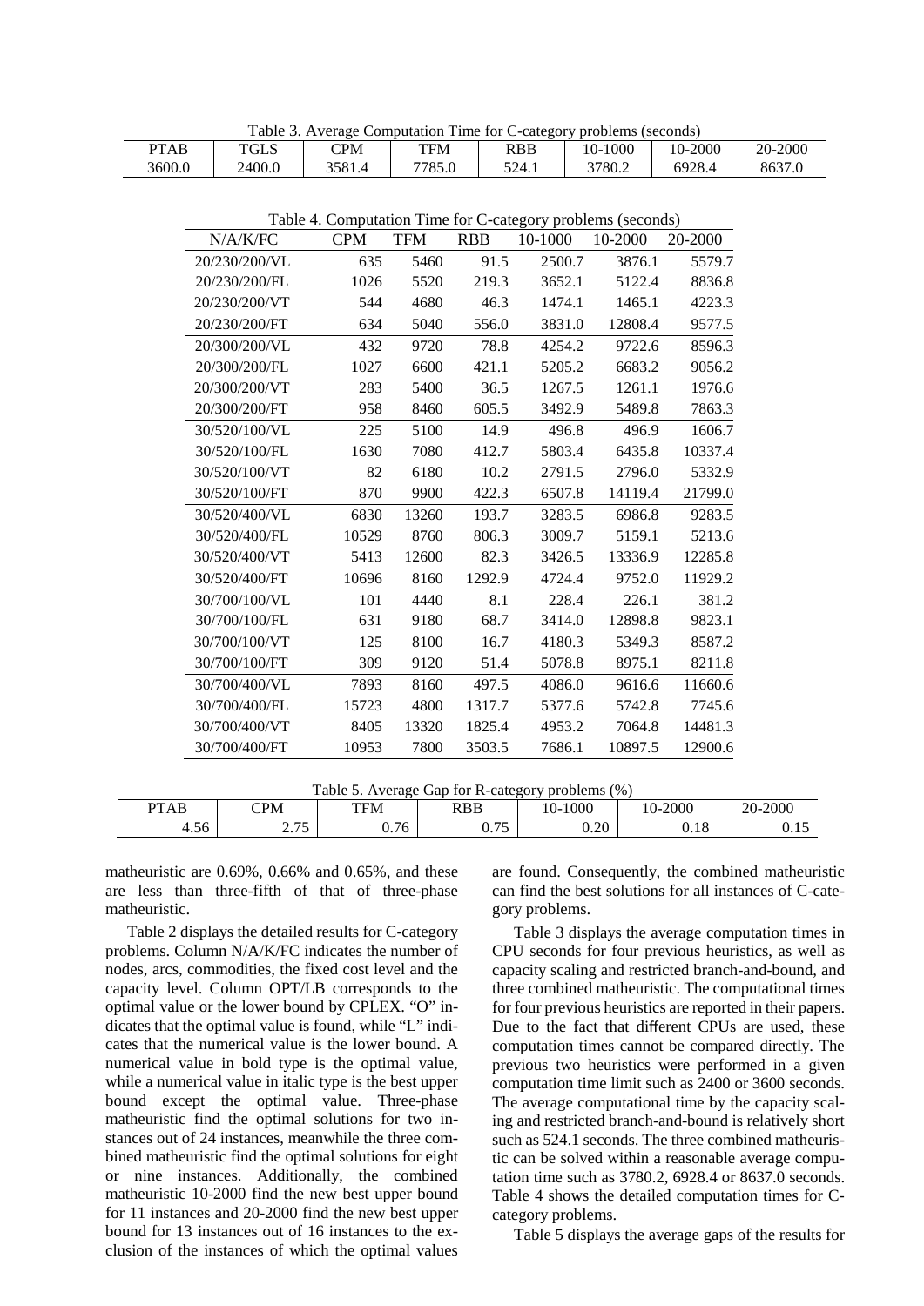Table 3. Average Computation Time for C-category problems (seconds)

| PTAB | TGLS | CPM | TFM | RBB | 10-1000 | 10-2000 | 20-2000 |
|---|---|---|---|---|---|---|---|
| 3600.0 | 2400.0 | 3581.4 | 7785.0 | 524.1 | 3780.2 | 6928.4 | 8637.0 |

Table 4. Computation Time for C-category problems (seconds)

| N/A/K/FC | CPM | TFM | RBB | 10-1000 | 10-2000 | 20-2000 |
|---|---|---|---|---|---|---|
| 20/230/200/VL | 635 | 5460 | 91.5 | 2500.7 | 3876.1 | 5579.7 |
| 20/230/200/FL | 1026 | 5520 | 219.3 | 3652.1 | 5122.4 | 8836.8 |
| 20/230/200/VT | 544 | 4680 | 46.3 | 1474.1 | 1465.1 | 4223.3 |
| 20/230/200/FT | 634 | 5040 | 556.0 | 3831.0 | 12808.4 | 9577.5 |
| 20/300/200/VL | 432 | 9720 | 78.8 | 4254.2 | 9722.6 | 8596.3 |
| 20/300/200/FL | 1027 | 6600 | 421.1 | 5205.2 | 6683.2 | 9056.2 |
| 20/300/200/VT | 283 | 5400 | 36.5 | 1267.5 | 1261.1 | 1976.6 |
| 20/300/200/FT | 958 | 8460 | 605.5 | 3492.9 | 5489.8 | 7863.3 |
| 30/520/100/VL | 225 | 5100 | 14.9 | 496.8 | 496.9 | 1606.7 |
| 30/520/100/FL | 1630 | 7080 | 412.7 | 5803.4 | 6435.8 | 10337.4 |
| 30/520/100/VT | 82 | 6180 | 10.2 | 2791.5 | 2796.0 | 5332.9 |
| 30/520/100/FT | 870 | 9900 | 422.3 | 6507.8 | 14119.4 | 21799.0 |
| 30/520/400/VL | 6830 | 13260 | 193.7 | 3283.5 | 6986.8 | 9283.5 |
| 30/520/400/FL | 10529 | 8760 | 806.3 | 3009.7 | 5159.1 | 5213.6 |
| 30/520/400/VT | 5413 | 12600 | 82.3 | 3426.5 | 13336.9 | 12285.8 |
| 30/520/400/FT | 10696 | 8160 | 1292.9 | 4724.4 | 9752.0 | 11929.2 |
| 30/700/100/VL | 101 | 4440 | 8.1 | 228.4 | 226.1 | 381.2 |
| 30/700/100/FL | 631 | 9180 | 68.7 | 3414.0 | 12898.8 | 9823.1 |
| 30/700/100/VT | 125 | 8100 | 16.7 | 4180.3 | 5349.3 | 8587.2 |
| 30/700/100/FT | 309 | 9120 | 51.4 | 5078.8 | 8975.1 | 8211.8 |
| 30/700/400/VL | 7893 | 8160 | 497.5 | 4086.0 | 9616.6 | 11660.6 |
| 30/700/400/FL | 15723 | 4800 | 1317.7 | 5377.6 | 5742.8 | 7745.6 |
| 30/700/400/VT | 8405 | 13320 | 1825.4 | 4953.2 | 7064.8 | 14481.3 |
| 30/700/400/FT | 10953 | 7800 | 3503.5 | 7686.1 | 10897.5 | 12900.6 |

Table 5. Average Gap for R-category problems (%)

| PTAB | CPM | TFM | RBB | 10-1000 | 10-2000 | 20-2000 |
|---|---|---|---|---|---|---|
| 4.56 | 2.75 | 0.76 | 0.75 | 0.20 | 0.18 | 0.15 |

matheuristic are 0.69%, 0.66% and 0.65%, and these are less than three-fifth of that of three-phase matheuristic.

Table 2 displays the detailed results for C-category problems. Column N/A/K/FC indicates the number of nodes, arcs, commodities, the fixed cost level and the capacity level. Column OPT/LB corresponds to the optimal value or the lower bound by CPLEX. "O" indicates that the optimal value is found, while "L" indicates that the numerical value is the lower bound. A numerical value in bold type is the optimal value, while a numerical value in italic type is the best upper bound except the optimal value. Three-phase matheuristic find the optimal solutions for two instances out of 24 instances, meanwhile the three combined matheuristic find the optimal solutions for eight or nine instances. Additionally, the combined matheuristic 10-2000 find the new best upper bound for 11 instances and 20-2000 find the new best upper bound for 13 instances out of 16 instances to the exclusion of the instances of which the optimal values are found. Consequently, the combined matheuristic can find the best solutions for all instances of C-category problems.

Table 3 displays the average computation times in CPU seconds for four previous heuristics, as well as capacity scaling and restricted branch-and-bound, and three combined matheuristic. The computational times for four previous heuristics are reported in their papers. Due to the fact that different CPUs are used, these computation times cannot be compared directly. The previous two heuristics were performed in a given computation time limit such as 2400 or 3600 seconds. The average computational time by the capacity scaling and restricted branch-and-bound is relatively short such as 524.1 seconds. The three combined matheuristic can be solved within a reasonable average computation time such as 3780.2, 6928.4 or 8637.0 seconds. Table 4 shows the detailed computation times for C-category problems.

Table 5 displays the average gaps of the results for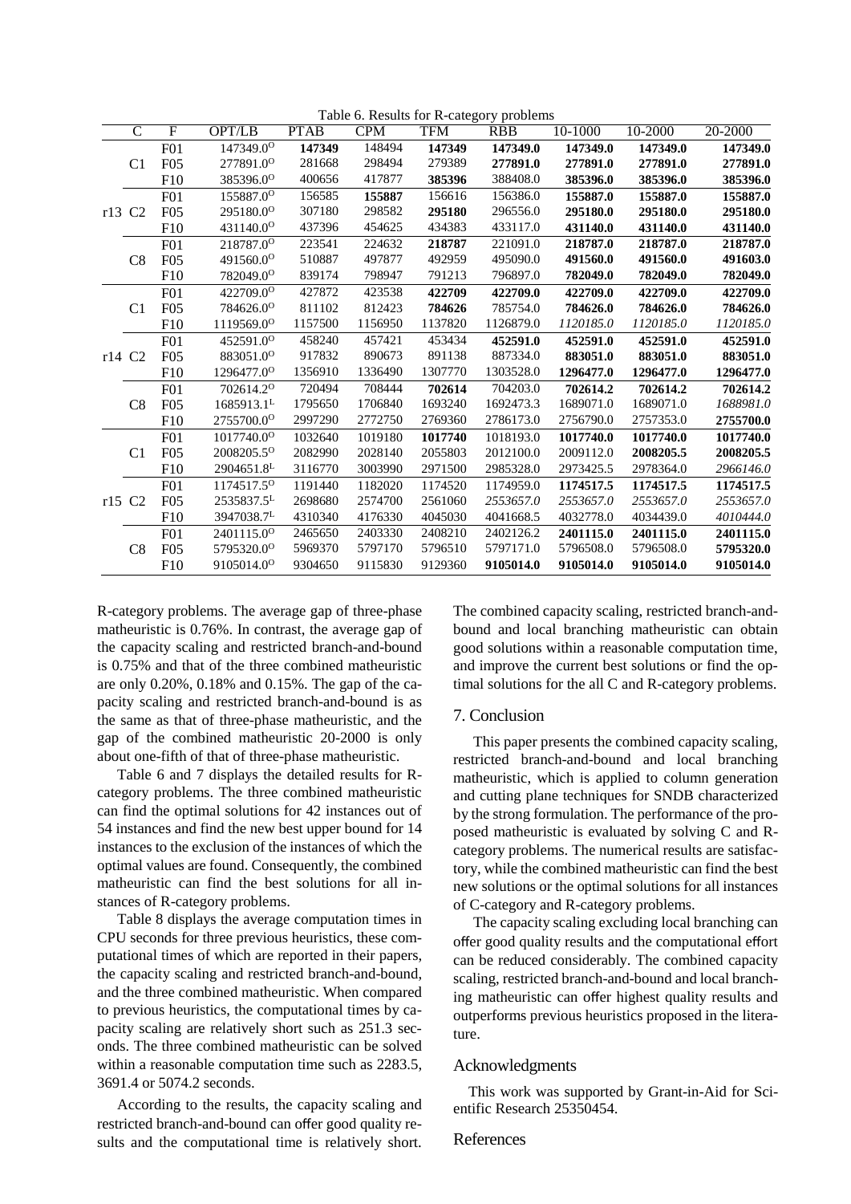Table 6. Results for R-category problems

| | C | F | OPT/LB | PTAB | CPM | TFM | RBB | 10-1000 | 10-2000 | 20-2000 |
|---|---|---|---|---|---|---|---|---|---|---|
| r13 | C1 | F01 | 147349.0$^{O}$ | **147349** | 148494 | **147349** | **147349.0** | **147349.0** | **147349.0** | **147349.0** |
| | | F05 | 277891.0$^{O}$ | 281668 | 298494 | 279389 | **277891.0** | **277891.0** | **277891.0** | **277891.0** |
| | | F10 | 385396.0$^{O}$ | 400656 | 417877 | **385396** | 388408.0 | **385396.0** | **385396.0** | **385396.0** |
| | C2 | F01 | 155887.0$^{O}$ | 156585 | **155887** | 156616 | 156386.0 | **155887.0** | **155887.0** | **155887.0** |
| | | F05 | 295180.0$^{O}$ | 307180 | 298582 | **295180** | 296556.0 | **295180.0** | **295180.0** | **295180.0** |
| | | F10 | 431140.0$^{O}$ | 437396 | 454625 | 434383 | 433117.0 | **431140.0** | **431140.0** | **431140.0** |
| | C8 | F01 | 218787.0$^{O}$ | 223541 | 224632 | **218787** | 221091.0 | **218787.0** | **218787.0** | **218787.0** |
| | | F05 | 491560.0$^{O}$ | 510887 | 497877 | 492959 | 495090.0 | **491560.0** | **491560.0** | **491603.0** |
| | | F10 | 782049.0$^{O}$ | 839174 | 798947 | 791213 | 796897.0 | **782049.0** | **782049.0** | **782049.0** |
| r14 | C1 | F01 | 422709.0$^{O}$ | 427872 | 423538 | **422709** | **422709.0** | **422709.0** | **422709.0** | **422709.0** |
| | | F05 | 784626.0$^{O}$ | 811102 | 812423 | **784626** | 785754.0 | **784626.0** | **784626.0** | **784626.0** |
| | | F10 | 1119569.0$^{O}$ | 1157500 | 1156950 | 1137820 | 1126879.0 | *1120185.0* | *1120185.0* | *1120185.0* |
| | C2 | F01 | 452591.0$^{O}$ | 458240 | 457421 | 453434 | **452591.0** | **452591.0** | **452591.0** | **452591.0** |
| | | F05 | 883051.0$^{O}$ | 917832 | 890673 | 891138 | 887334.0 | **883051.0** | **883051.0** | **883051.0** |
| | | F10 | 1296477.0$^{O}$ | 1356910 | 1336490 | 1307770 | 1303528.0 | **1296477.0** | **1296477.0** | **1296477.0** |
| | C8 | F01 | 702614.2$^{O}$ | 720494 | 708444 | **702614** | 704203.0 | **702614.2** | **702614.2** | **702614.2** |
| | | F05 | 1685913.1$^{L}$ | 1795650 | 1706840 | 1693240 | 1692473.3 | 1689071.0 | 1689071.0 | *1688981.0* |
| | | F10 | 2755700.0$^{O}$ | 2997290 | 2772750 | 2769360 | 2786173.0 | 2756790.0 | 2757353.0 | **2755700.0** |
| r15 | C1 | F01 | 1017740.0$^{O}$ | 1032640 | 1019180 | **1017740** | 1018193.0 | **1017740.0** | **1017740.0** | **1017740.0** |
| | | F05 | 2008205.5$^{O}$ | 2082990 | 2028140 | 2055803 | 2012100.0 | 2009112.0 | **2008205.5** | **2008205.5** |
| | | F10 | 2904651.8$^{L}$ | 3116770 | 3003990 | 2971500 | 2985328.0 | 2973425.5 | 2978364.0 | *2966146.0* |
| | C2 | F01 | 1174517.5$^{O}$ | 1191440 | 1182020 | 1174520 | 1174959.0 | **1174517.5** | **1174517.5** | **1174517.5** |
| | | F05 | 2535837.5$^{L}$ | 2698680 | 2574700 | 2561060 | *2553657.0* | *2553657.0* | *2553657.0* | *2553657.0* |
| | | F10 | 3947038.7$^{L}$ | 4310340 | 4176330 | 4045030 | 4041668.5 | 4032778.0 | 4034439.0 | *4010444.0* |
| | C8 | F01 | 2401115.0$^{O}$ | 2465650 | 2403330 | 2408210 | 2402126.2 | **2401115.0** | **2401115.0** | **2401115.0** |
| | | F05 | 5795320.0$^{O}$ | 5969370 | 5797170 | 5796510 | 5797171.0 | 5796508.0 | 5796508.0 | **5795320.0** |
| | | F10 | 9105014.0$^{O}$ | 9304650 | 9115830 | 9129360 | **9105014.0** | **9105014.0** | **9105014.0** | **9105014.0** |

R-category problems. The average gap of three-phase matheuristic is 0.76%. In contrast, the average gap of the capacity scaling and restricted branch-and-bound is 0.75% and that of the three combined matheuristic are only 0.20%, 0.18% and 0.15%. The gap of the capacity scaling and restricted branch-and-bound is as the same as that of three-phase matheuristic, and the gap of the combined matheuristic 20-2000 is only about one-fifth of that of three-phase matheuristic.

Table 6 and 7 displays the detailed results for R-category problems. The three combined matheuristic can find the optimal solutions for 42 instances out of 54 instances and find the new best upper bound for 14 instances to the exclusion of the instances of which the optimal values are found. Consequently, the combined matheuristic can find the best solutions for all instances of R-category problems.

Table 8 displays the average computation times in CPU seconds for three previous heuristics, these computational times of which are reported in their papers, the capacity scaling and restricted branch-and-bound, and the three combined matheuristic. When compared to previous heuristics, the computational times by capacity scaling are relatively short such as 251.3 seconds. The three combined matheuristic can be solved within a reasonable computation time such as 2283.5, 3691.4 or 5074.2 seconds.

According to the results, the capacity scaling and restricted branch-and-bound can offer good quality results and the computational time is relatively short. The combined capacity scaling, restricted branch-and-bound and local branching matheuristic can obtain good solutions within a reasonable computation time, and improve the current best solutions or find the optimal solutions for the all C and R-category problems.

## 7. Conclusion

This paper presents the combined capacity scaling, restricted branch-and-bound and local branching matheuristic, which is applied to column generation and cutting plane techniques for SNDB characterized by the strong formulation. The performance of the proposed matheuristic is evaluated by solving C and R-category problems. The numerical results are satisfactory, while the combined matheuristic can find the best new solutions or the optimal solutions for all instances of C-category and R-category problems.

The capacity scaling excluding local branching can offer good quality results and the computational effort can be reduced considerably. The combined capacity scaling, restricted branch-and-bound and local branching matheuristic can offer highest quality results and outperforms previous heuristics proposed in the literature.

## Acknowledgments

This work was supported by Grant-in-Aid for Scientific Research 25350454.

## References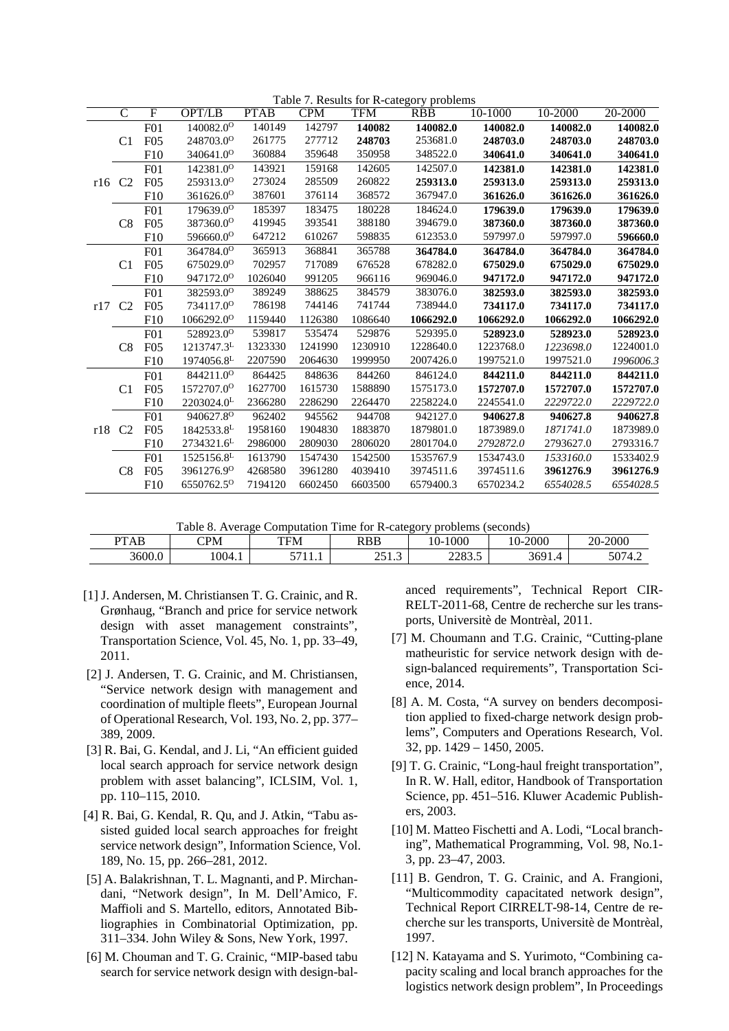Table 7. Results for R-category problems

| | C | F | OPT/LB | PTAB | CPM | TFM | RBB | 10-1000 | 10-2000 | 20-2000 |
|---|---|---|---|---|---|---|---|---|---|---|
| r16 | C1 | F01 | 140082.0$^{O}$ | 140149 | 142797 | **140082** | **140082.0** | **140082.0** | **140082.0** | **140082.0** |
| | | F05 | 248703.0$^{O}$ | 261775 | 277712 | **248703** | 253681.0 | **248703.0** | **248703.0** | **248703.0** |
| | | F10 | 340641.0$^{O}$ | 360884 | 359648 | 350958 | 348522.0 | **340641.0** | **340641.0** | **340641.0** |
| | C2 | F01 | 142381.0$^{O}$ | 143921 | 159168 | 142605 | 142507.0 | **142381.0** | **142381.0** | **142381.0** |
| | | F05 | 259313.0$^{O}$ | 273024 | 285509 | 260822 | **259313.0** | **259313.0** | **259313.0** | **259313.0** |
| | | F10 | 361626.0$^{O}$ | 387601 | 376114 | 368572 | 367947.0 | **361626.0** | **361626.0** | **361626.0** |
| | C8 | F01 | 179639.0$^{O}$ | 185397 | 183475 | 180228 | 184624.0 | **179639.0** | **179639.0** | **179639.0** |
| | | F05 | 387360.0$^{O}$ | 419945 | 393541 | 388180 | 394679.0 | **387360.0** | **387360.0** | **387360.0** |
| | | F10 | 596660.0$^{O}$ | 647212 | 610267 | 598835 | 612353.0 | 597997.0 | 597997.0 | **596660.0** |
| r17 | C1 | F01 | 364784.0$^{O}$ | 365913 | 368841 | 365788 | **364784.0** | **364784.0** | **364784.0** | **364784.0** |
| | | F05 | 675029.0$^{O}$ | 702957 | 717089 | 676528 | 678282.0 | **675029.0** | **675029.0** | **675029.0** |
| | | F10 | 947172.0$^{O}$ | 1026040 | 991205 | 966116 | 969046.0 | **947172.0** | **947172.0** | **947172.0** |
| | C2 | F01 | 382593.0$^{O}$ | 389249 | 388625 | 384579 | 383076.0 | **382593.0** | **382593.0** | **382593.0** |
| | | F05 | 734117.0$^{O}$ | 786198 | 744146 | 741744 | 738944.0 | **734117.0** | **734117.0** | **734117.0** |
| | | F10 | 1066292.0$^{O}$ | 1159440 | 1126380 | 1086640 | **1066292.0** | **1066292.0** | **1066292.0** | **1066292.0** |
| | C8 | F01 | 528923.0$^{O}$ | 539817 | 535474 | 529876 | 529395.0 | **528923.0** | **528923.0** | **528923.0** |
| | | F05 | 1213747.3$^{L}$ | 1323330 | 1241990 | 1230910 | 1228640.0 | 1223768.0 | *1223698.0* | 1224001.0 |
| | | F10 | 1974056.8$^{L}$ | 2207590 | 2064630 | 1999950 | 2007426.0 | 1997521.0 | 1997521.0 | *1996006.3* |
| r18 | C1 | F01 | 844211.0$^{O}$ | 864425 | 848636 | 844260 | 846124.0 | **844211.0** | **844211.0** | **844211.0** |
| | | F05 | 1572707.0$^{O}$ | 1627700 | 1615730 | 1588890 | 1575173.0 | **1572707.0** | **1572707.0** | **1572707.0** |
| | | F10 | 2203024.0$^{L}$ | 2366280 | 2286290 | 2264470 | 2258224.0 | 2245541.0 | *2229722.0* | *2229722.0* |
| | C2 | F01 | 940627.8$^{O}$ | 962402 | 945562 | 944708 | 942127.0 | **940627.8** | **940627.8** | **940627.8** |
| | | F05 | 1842533.8$^{L}$ | 1958160 | 1904830 | 1883870 | 1879801.0 | 1873989.0 | *1871741.0* | 1873989.0 |
| | | F10 | 2734321.6$^{L}$ | 2986000 | 2809030 | 2806020 | 2801704.0 | *2792872.0* | 2793627.0 | 2793316.7 |
| | C8 | F01 | 1525156.8$^{L}$ | 1613790 | 1547430 | 1542500 | 1535767.9 | 1534743.0 | *1533160.0* | 1533402.9 |
| | | F05 | 3961276.9$^{O}$ | 4268580 | 3961280 | 4039410 | 3974511.6 | 3974511.6 | **3961276.9** | **3961276.9** |
| | | F10 | 6550762.5$^{O}$ | 7194120 | 6602450 | 6603500 | 6579400.3 | 6570234.2 | *6554028.5* | *6554028.5* |

Table 8. Average Computation Time for R-category problems (seconds)

| PTAB | CPM | TFM | RBB | 10-1000 | 10-2000 | 20-2000 |
|---|---|---|---|---|---|---|
| 3600.0 | 1004.1 | 5711.1 | 251.3 | 2283.5 | 3691.4 | 5074.2 |

[1] J. Andersen, M. Christiansen T. G. Crainic, and R. Grønhaug, "Branch and price for service network design with asset management constraints", Transportation Science, Vol. 45, No. 1, pp. 33–49, 2011.

[2] J. Andersen, T. G. Crainic, and M. Christiansen, "Service network design with management and coordination of multiple fleets", European Journal of Operational Research, Vol. 193, No. 2, pp. 377–389, 2009.

[3] R. Bai, G. Kendal, and J. Li, "An efficient guided local search approach for service network design problem with asset balancing", ICLSIM, Vol. 1, pp. 110–115, 2010.

[4] R. Bai, G. Kendal, R. Qu, and J. Atkin, "Tabu assisted guided local search approaches for freight service network design", Information Science, Vol. 189, No. 15, pp. 266–281, 2012.

[5] A. Balakrishnan, T. L. Magnanti, and P. Mirchandani, "Network design", In M. Dell'Amico, F. Maffioli and S. Martello, editors, Annotated Bibliographies in Combinatorial Optimization, pp. 311–334. John Wiley & Sons, New York, 1997.

[6] M. Chouman and T. G. Crainic, "MIP-based tabu search for service network design with design-balanced requirements", Technical Report CIRRELT-2011-68, Centre de recherche sur les transports, Universitè de Montrèal, 2011.

[7] M. Choumann and T.G. Crainic, "Cutting-plane matheuristic for service network design with design-balanced requirements", Transportation Science, 2014.

[8] A. M. Costa, "A survey on benders decomposition applied to fixed-charge network design problems", Computers and Operations Research, Vol. 32, pp. 1429 – 1450, 2005.

[9] T. G. Crainic, "Long-haul freight transportation", In R. W. Hall, editor, Handbook of Transportation Science, pp. 451–516. Kluwer Academic Publishers, 2003.

[10] M. Matteo Fischetti and A. Lodi, "Local branching", Mathematical Programming, Vol. 98, No.1-3, pp. 23–47, 2003.

[11] B. Gendron, T. G. Crainic, and A. Frangioni, "Multicommodity capacitated network design", Technical Report CIRRELT-98-14, Centre de recherche sur les transports, Universitè de Montrèal, 1997.

[12] N. Katayama and S. Yurimoto, "Combining capacity scaling and local branch approaches for the logistics network design problem", In Proceedings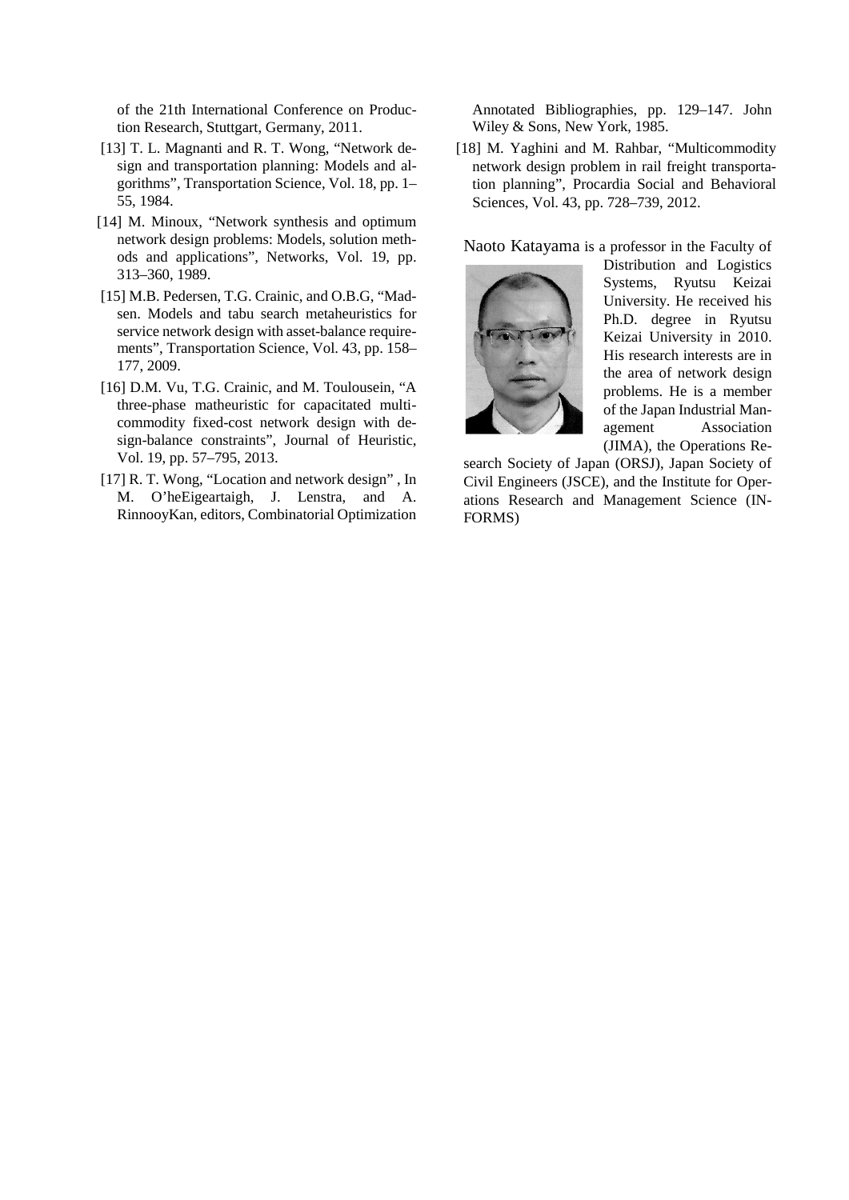of the 21th International Conference on Production Research, Stuttgart, Germany, 2011.

[13] T. L. Magnanti and R. T. Wong, "Network design and transportation planning: Models and algorithms", Transportation Science, Vol. 18, pp. 1–55, 1984.

[14] M. Minoux, "Network synthesis and optimum network design problems: Models, solution methods and applications", Networks, Vol. 19, pp. 313–360, 1989.

[15] M.B. Pedersen, T.G. Crainic, and O.B.G, "Madsen. Models and tabu search metaheuristics for service network design with asset-balance requirements", Transportation Science, Vol. 43, pp. 158–177, 2009.

[16] D.M. Vu, T.G. Crainic, and M. Toulousein, "A three-phase matheuristic for capacitated multi-commodity fixed-cost network design with design-balance constraints", Journal of Heuristic, Vol. 19, pp. 57–795, 2013.

[17] R. T. Wong, "Location and network design" , In M. O'heEigeartaigh, J. Lenstra, and A. RinnooyKan, editors, Combinatorial Optimization Annotated Bibliographies, pp. 129–147. John Wiley & Sons, New York, 1985.

[18] M. Yaghini and M. Rahbar, "Multicommodity network design problem in rail freight transportation planning", Procardia Social and Behavioral Sciences, Vol. 43, pp. 728–739, 2012.

Naoto Katayama is a professor in the Faculty of Distribution and Logistics Systems, Ryutsu Keizai University. He received his Ph.D. degree in Ryutsu Keizai University in 2010. His research interests are in the area of network design problems. He is a member of the Japan Industrial Management Association (JIMA), the Operations Research Society of Japan (ORSJ), Japan Society of Civil Engineers (JSCE), and the Institute for Operations Research and Management Science (INFORMS)